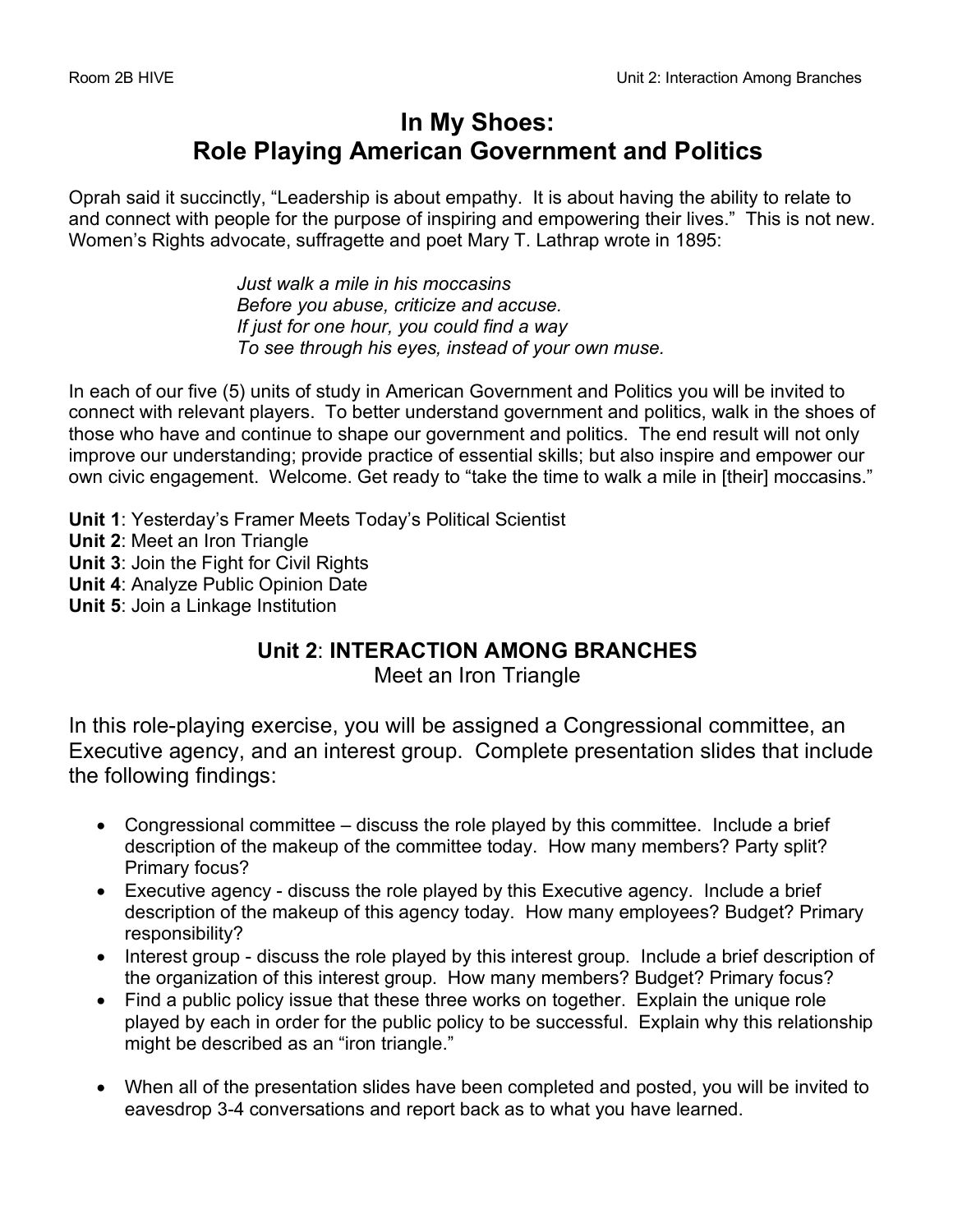# In My Shoes: Role Playing American Government and Politics

Oprah said it succinctly, "Leadership is about empathy. It is about having the ability to relate to and connect with people for the purpose of inspiring and empowering their lives." This is not new. Women's Rights advocate, suffragette and poet Mary T. Lathrap wrote in 1895:

> *Just walk a mile in his moccasins*
> *Before you abuse, criticize and accuse.*
> *If just for one hour, you could find a way*
> *To see through his eyes, instead of your own muse.*

In each of our five (5) units of study in American Government and Politics you will be invited to connect with relevant players. To better understand government and politics, walk in the shoes of those who have and continue to shape our government and politics. The end result will not only improve our understanding; provide practice of essential skills; but also inspire and empower our own civic engagement. Welcome. Get ready to "take the time to walk a mile in [their] moccasins."

**Unit 1**: Yesterday's Framer Meets Today's Political Scientist
**Unit 2**: Meet an Iron Triangle
**Unit 3**: Join the Fight for Civil Rights
**Unit 4**: Analyze Public Opinion Date
**Unit 5**: Join a Linkage Institution

## Unit 2: INTERACTION AMONG BRANCHES

Meet an Iron Triangle

In this role-playing exercise, you will be assigned a Congressional committee, an Executive agency, and an interest group. Complete presentation slides that include the following findings:

- Congressional committee – discuss the role played by this committee. Include a brief description of the makeup of the committee today. How many members? Party split? Primary focus?
- Executive agency - discuss the role played by this Executive agency. Include a brief description of the makeup of this agency today. How many employees? Budget? Primary responsibility?
- Interest group - discuss the role played by this interest group. Include a brief description of the organization of this interest group. How many members? Budget? Primary focus?
- Find a public policy issue that these three works on together. Explain the unique role played by each in order for the public policy to be successful. Explain why this relationship might be described as an "iron triangle."

- When all of the presentation slides have been completed and posted, you will be invited to eavesdrop 3-4 conversations and report back as to what you have learned.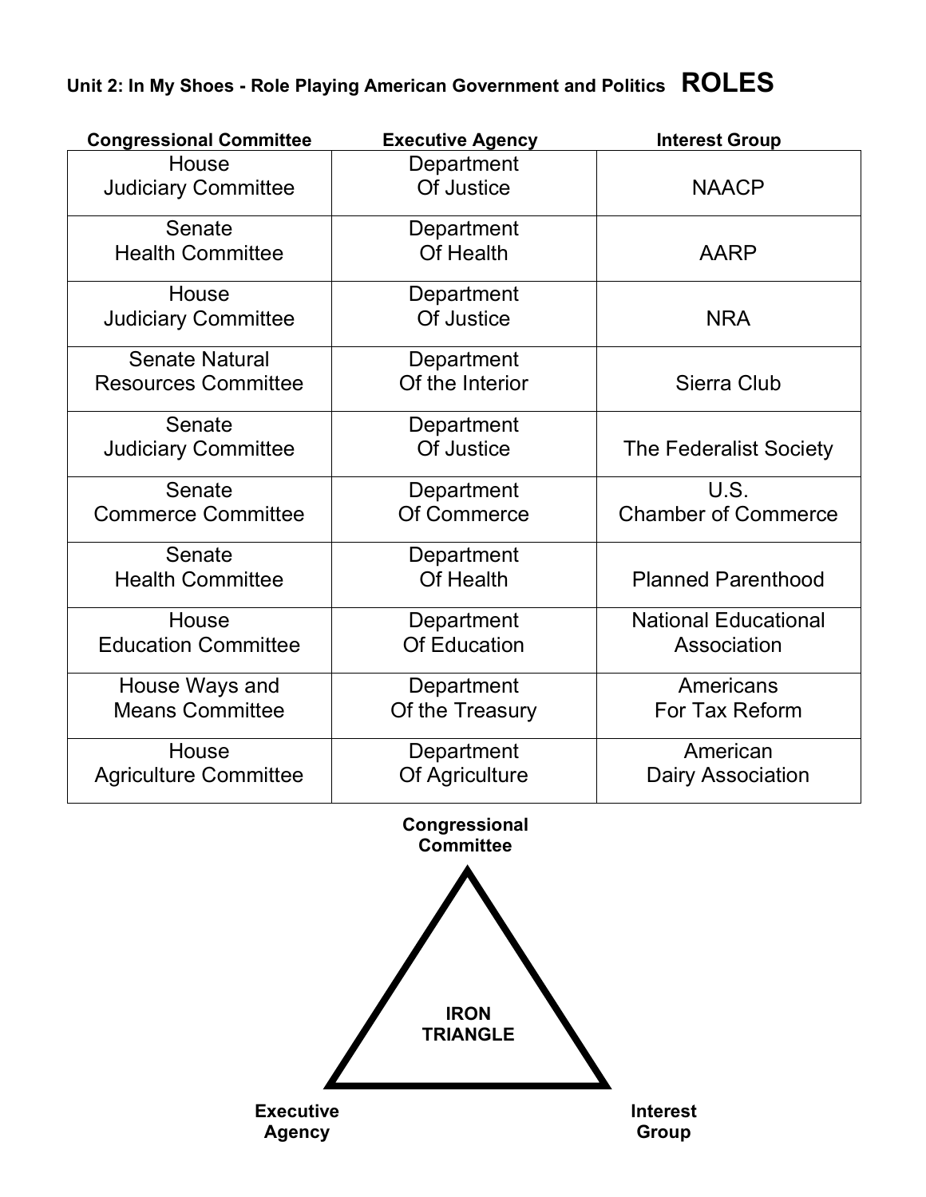**Unit 2: In My Shoes - Role Playing American Government and Politics** **ROLES**

| Congressional Committee | Executive Agency | Interest Group |
|---|---|---|
| House Judiciary Committee | Department Of Justice | NAACP |
| Senate Health Committee | Department Of Health | AARP |
| House Judiciary Committee | Department Of Justice | NRA |
| Senate Natural Resources Committee | Department Of the Interior | Sierra Club |
| Senate Judiciary Committee | Department Of Justice | The Federalist Society |
| Senate Commerce Committee | Department Of Commerce | U.S. Chamber of Commerce |
| Senate Health Committee | Department Of Health | Planned Parenthood |
| House Education Committee | Department Of Education | National Educational Association |
| House Ways and Means Committee | Department Of the Treasury | Americans For Tax Reform |
| House Agriculture Committee | Department Of Agriculture | American Dairy Association |

**Congressional Committee**

**IRON TRIANGLE**

**Executive Agency**

**Interest Group**